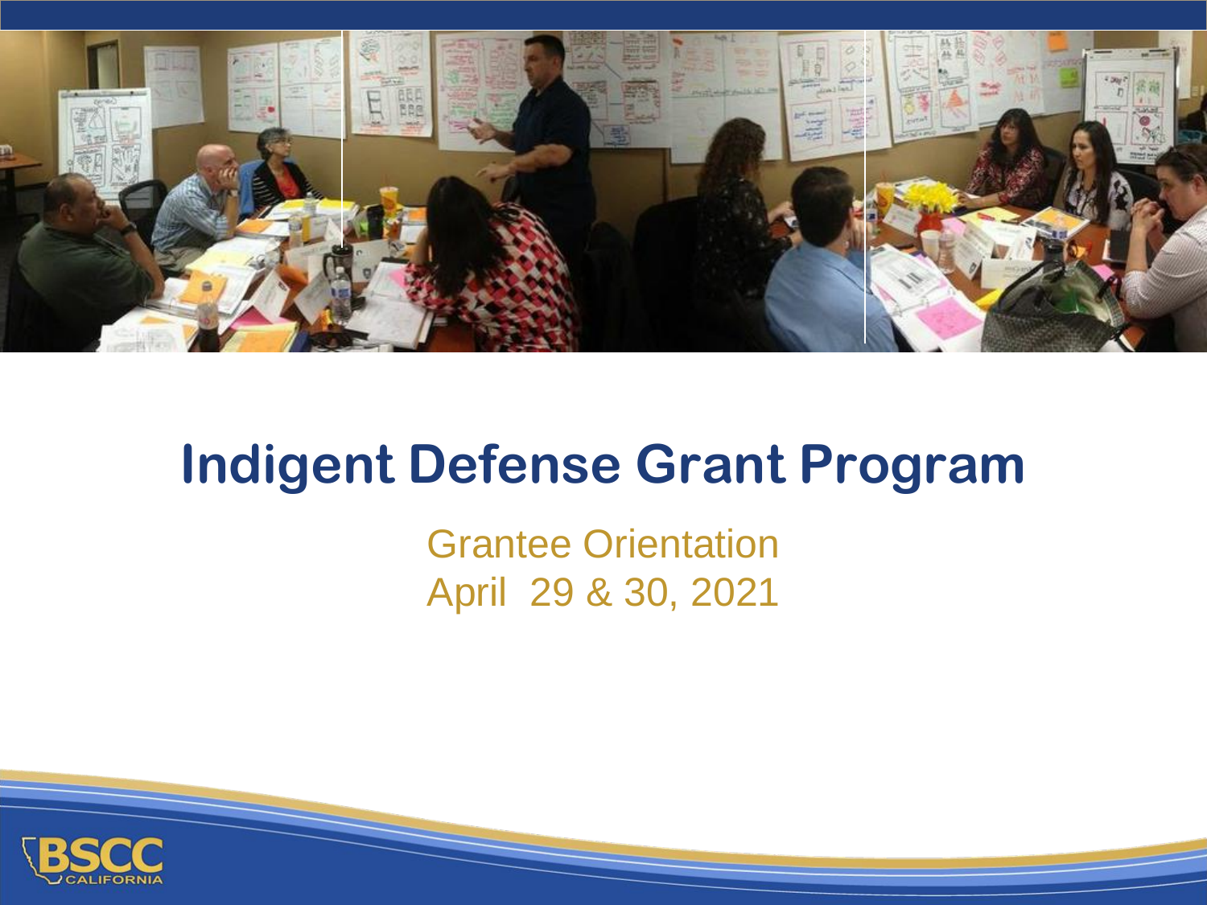# Indigent Defense Grant Program

Grantee Orientation
April 29 & 30, 2021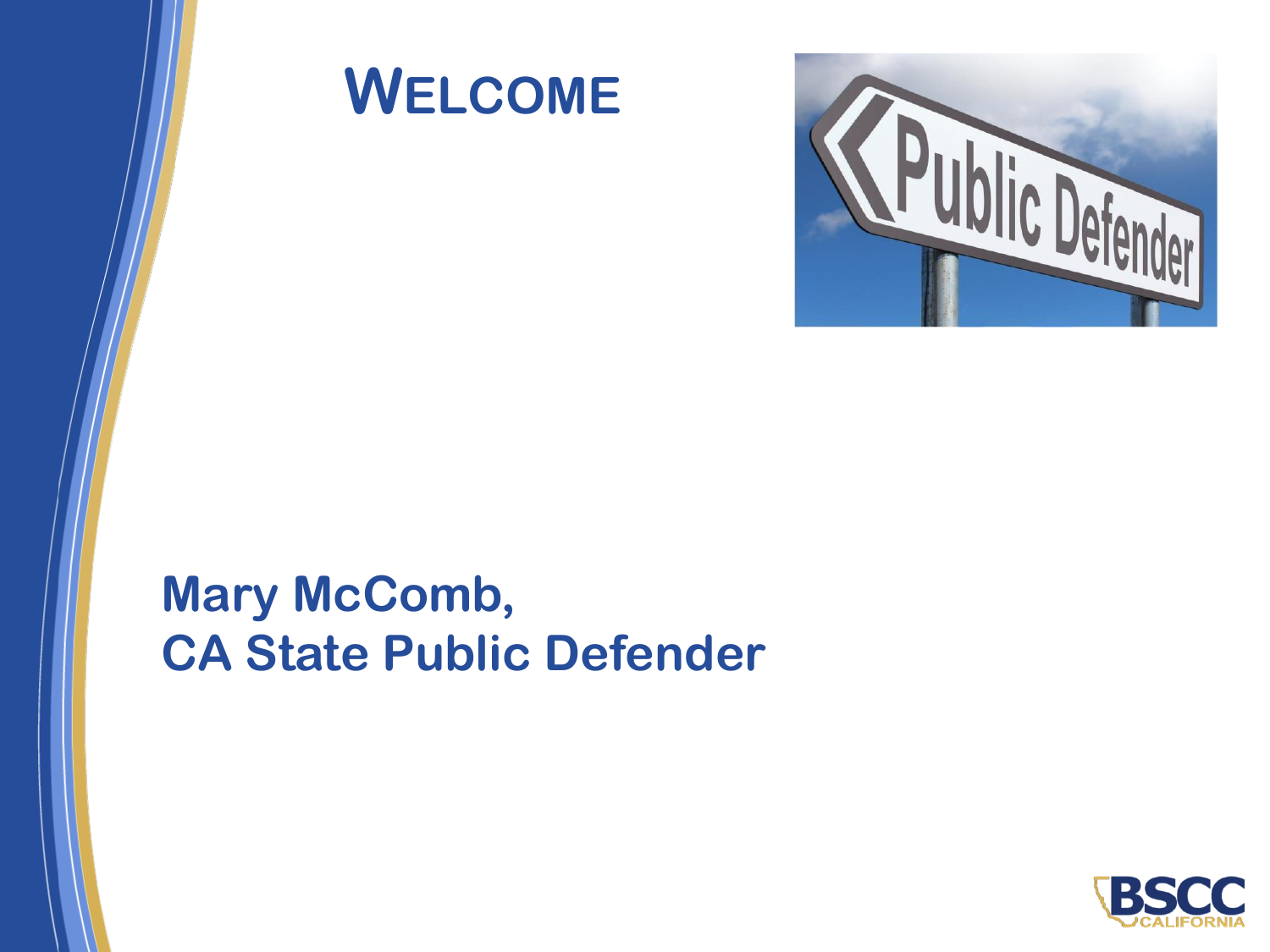# Welcome

**Mary McComb,**
**CA State Public Defender**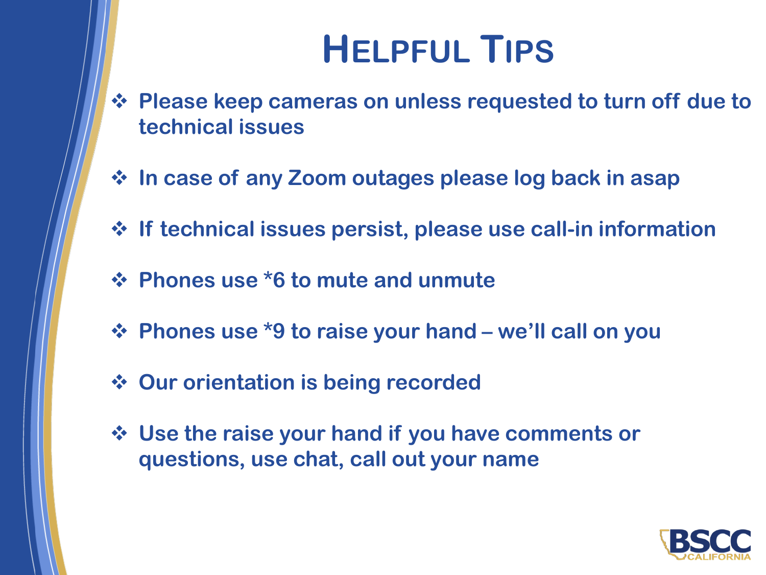# Helpful Tips

- Please keep cameras on unless requested to turn off due to technical issues
- In case of any Zoom outages please log back in asap
- If technical issues persist, please use call-in information
- Phones use *6 to mute and unmute
- Phones use *9 to raise your hand – we'll call on you
- Our orientation is being recorded
- Use the raise your hand if you have comments or questions, use chat, call out your name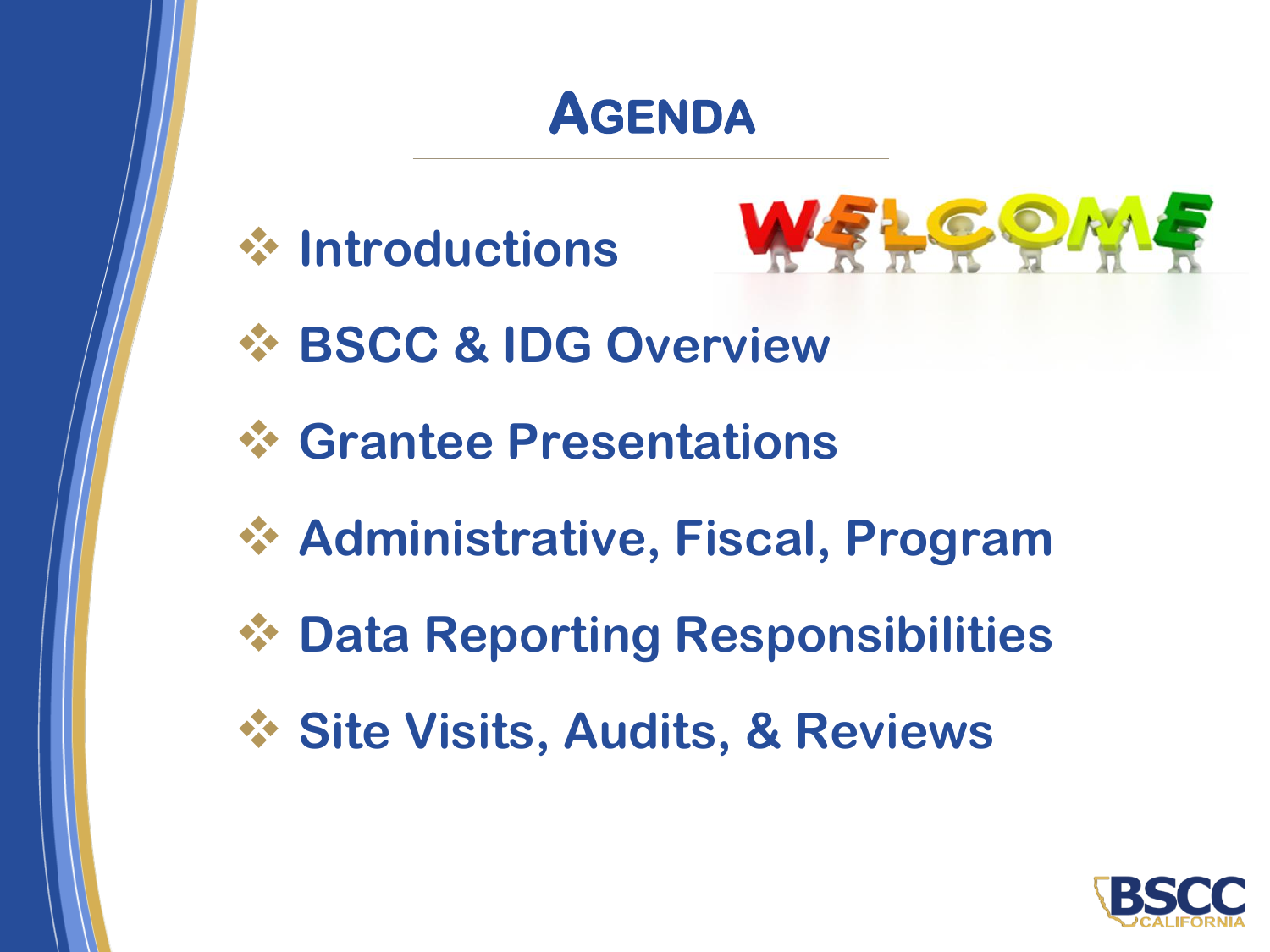# Agenda

- Introductions
- BSCC & IDG Overview
- Grantee Presentations
- Administrative, Fiscal, Program
- Data Reporting Responsibilities
- Site Visits, Audits, & Reviews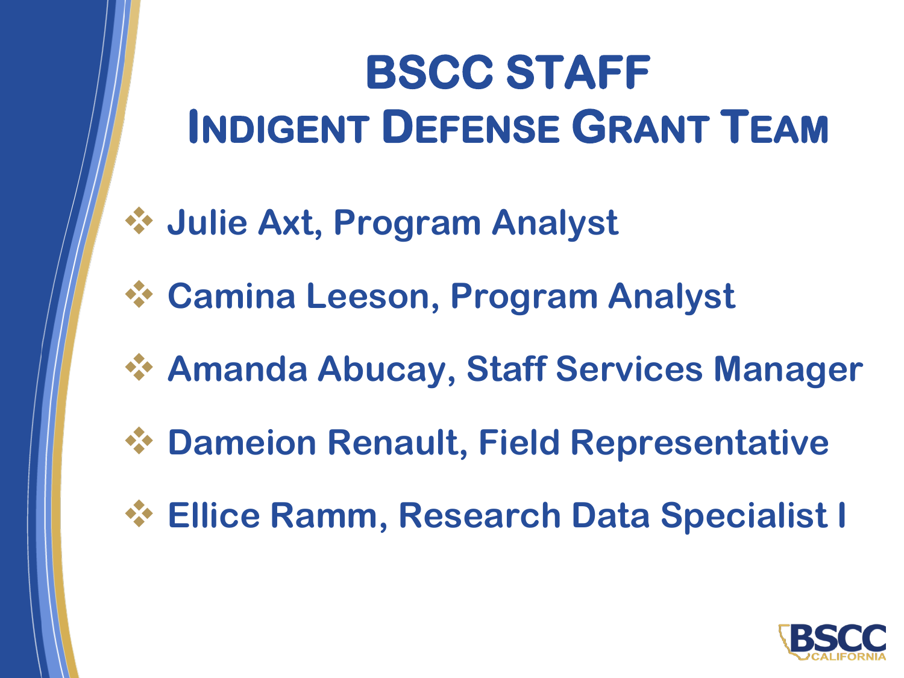# BSCC STAFF

## Indigent Defense Grant Team

- Julie Axt, Program Analyst
- Camina Leeson, Program Analyst
- Amanda Abucay, Staff Services Manager
- Dameion Renault, Field Representative
- Ellice Ramm, Research Data Specialist I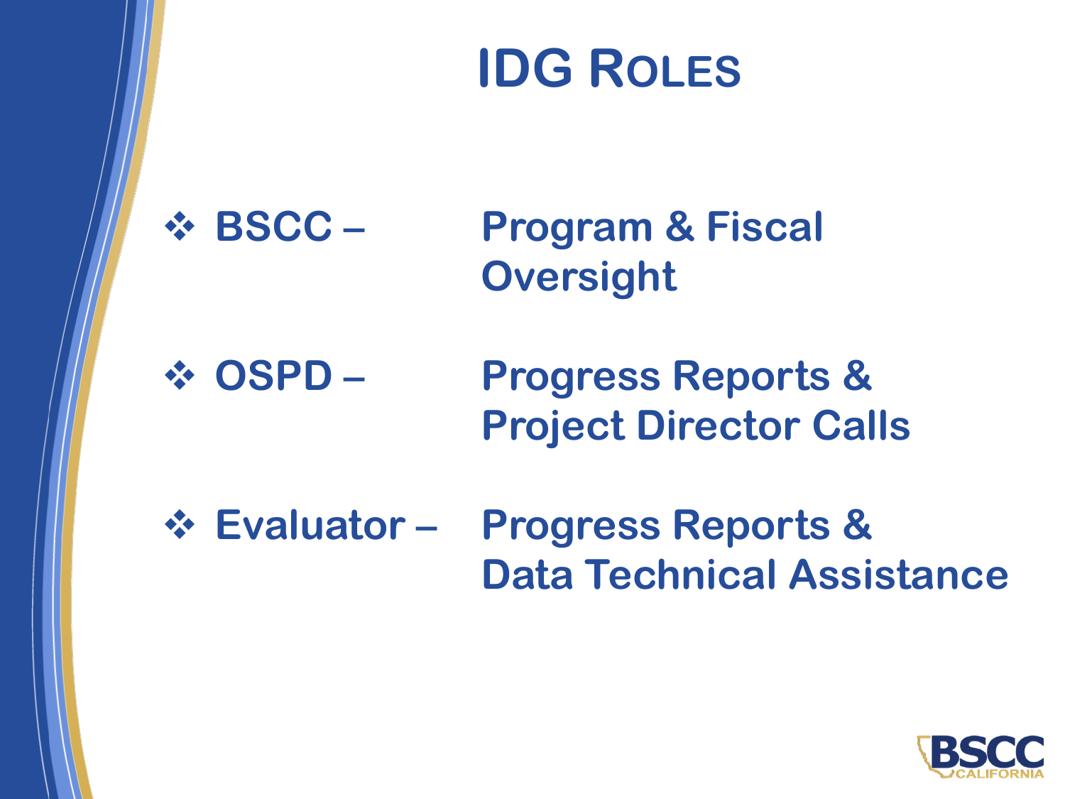# IDG Roles

- **BSCC –** Program & Fiscal Oversight
- **OSPD –** Progress Reports & Project Director Calls
- **Evaluator –** Progress Reports & Data Technical Assistance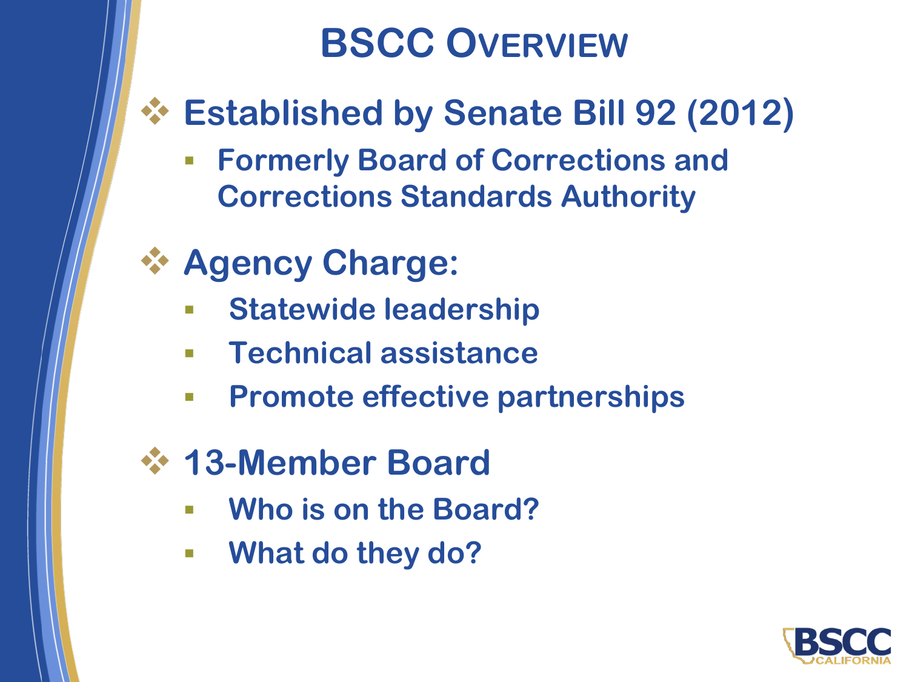# BSCC Overview

- **Established by Senate Bill 92 (2012)**
  - **Formerly Board of Corrections and Corrections Standards Authority**
- **Agency Charge:**
  - **Statewide leadership**
  - **Technical assistance**
  - **Promote effective partnerships**
- **13-Member Board**
  - **Who is on the Board?**
  - **What do they do?**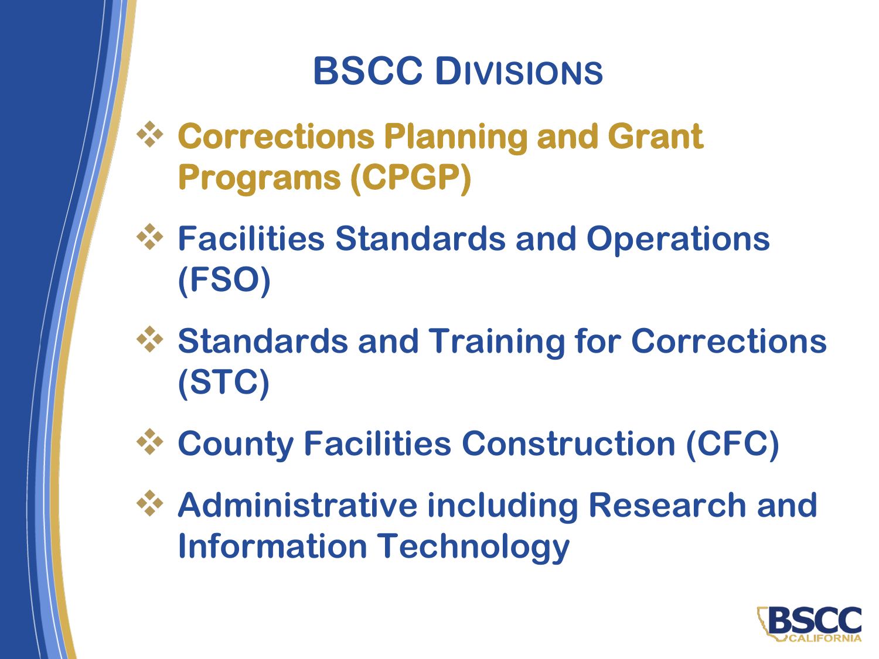# BSCC Divisions

- **Corrections Planning and Grant Programs (CPGP)**
- Facilities Standards and Operations (FSO)
- Standards and Training for Corrections (STC)
- County Facilities Construction (CFC)
- Administrative including Research and Information Technology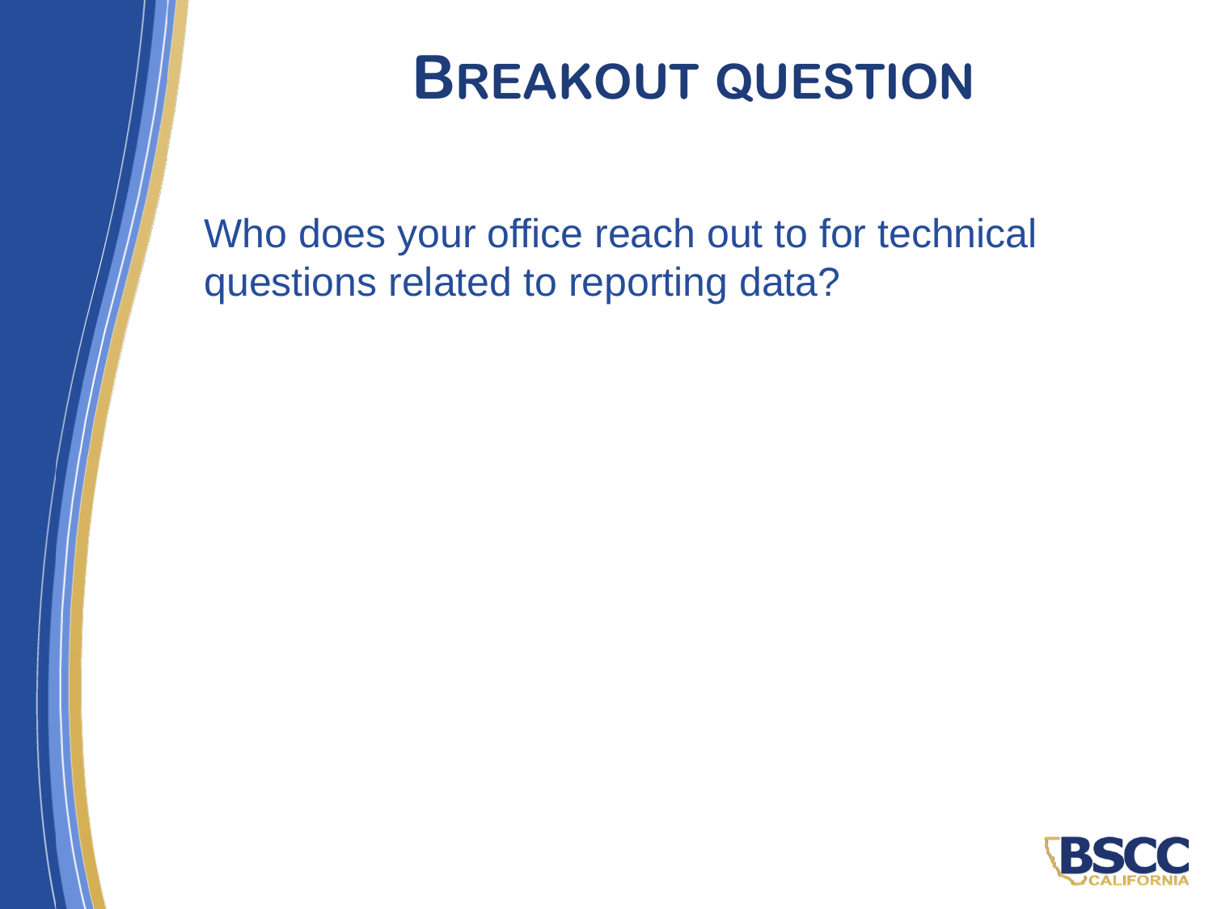# Breakout Question

Who does your office reach out to for technical questions related to reporting data?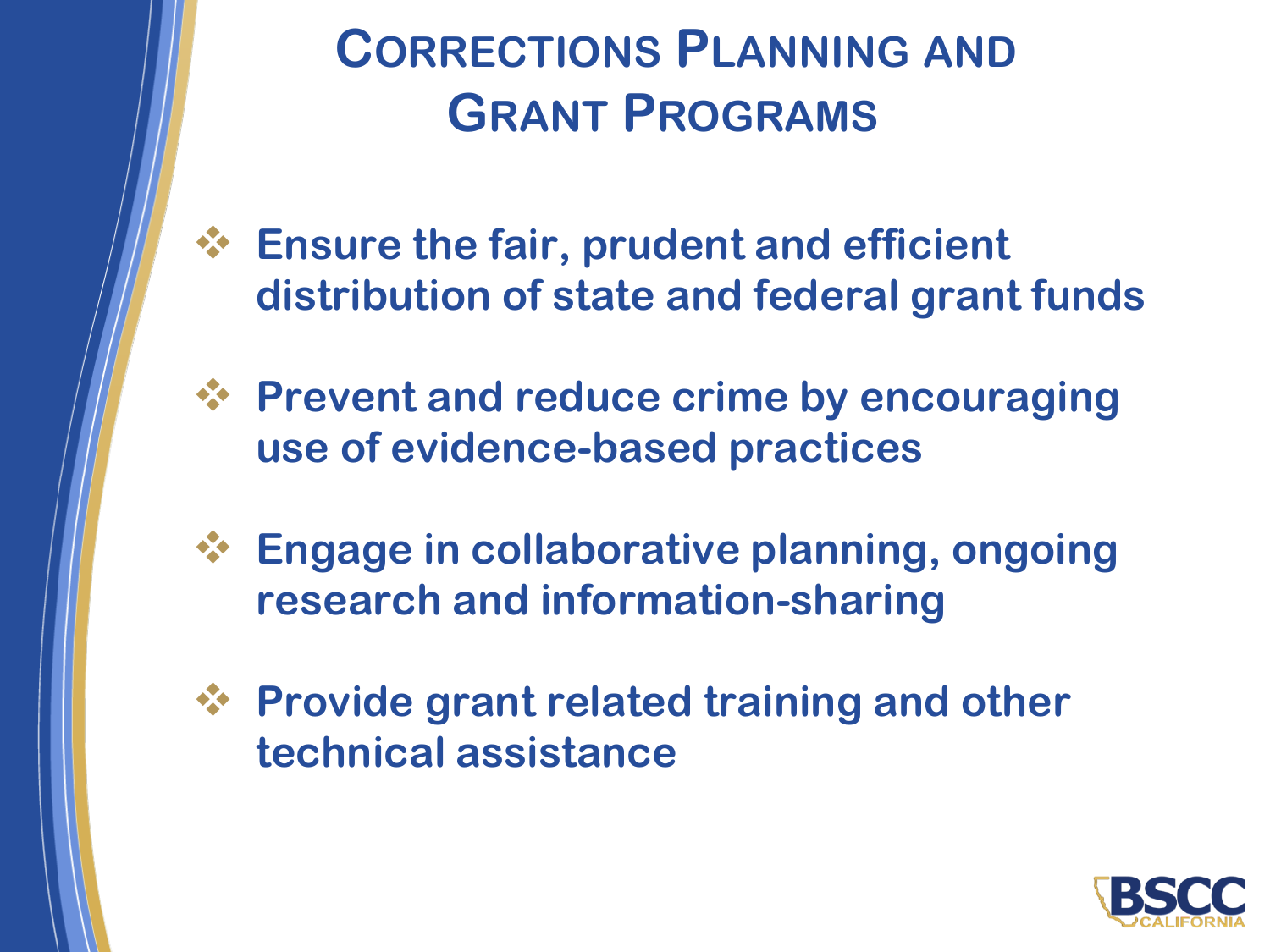# Corrections Planning and Grant Programs

- **Ensure the fair, prudent and efficient distribution of state and federal grant funds**
- **Prevent and reduce crime by encouraging use of evidence-based practices**
- **Engage in collaborative planning, ongoing research and information-sharing**
- **Provide grant related training and other technical assistance**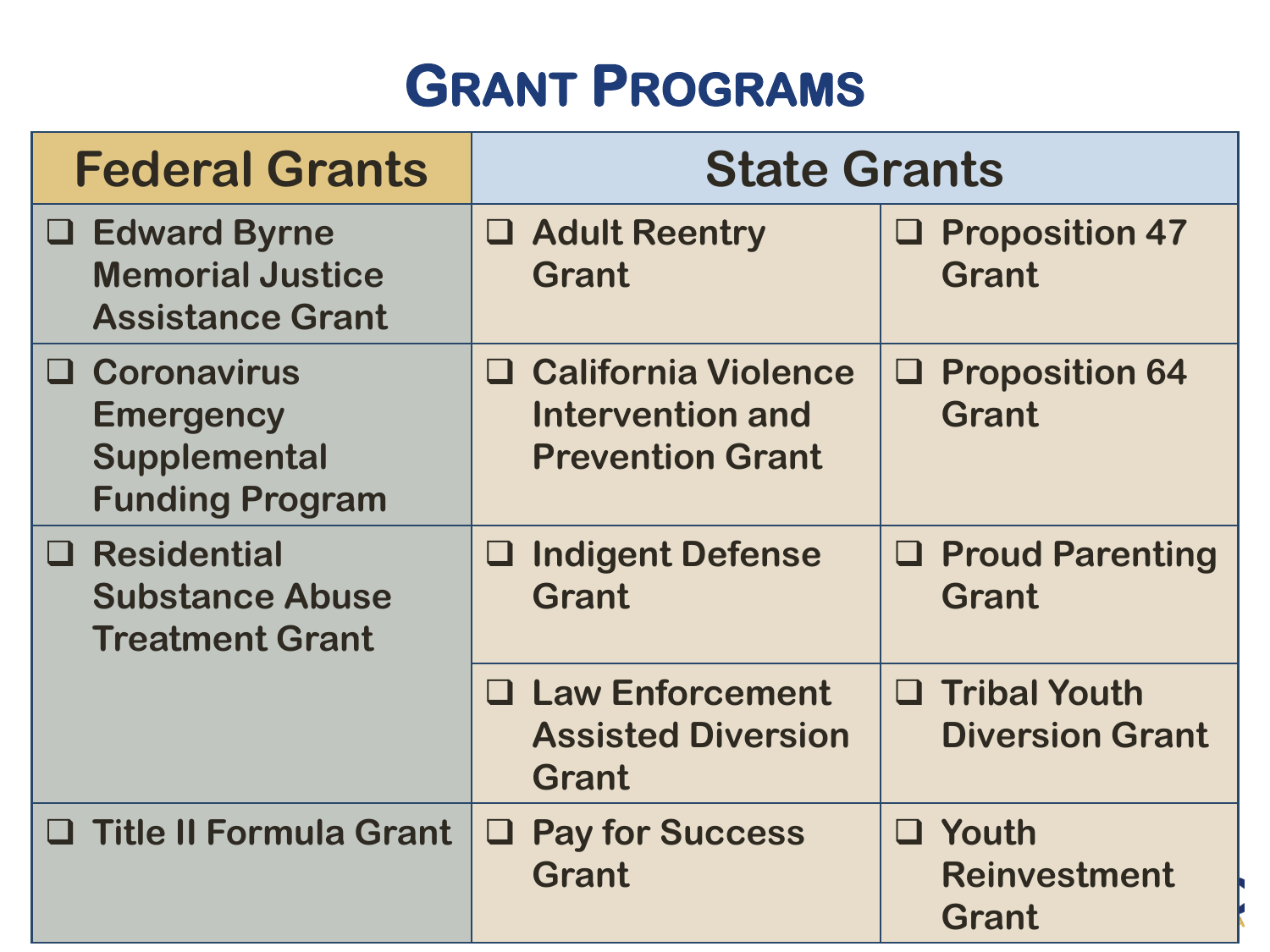# Grant Programs

| Federal Grants | State Grants | |
|---|---|---|
| ❑ Edward Byrne Memorial Justice Assistance Grant | ❑ Adult Reentry Grant | ❑ Proposition 47 Grant |
| ❑ Coronavirus Emergency Supplemental Funding Program | ❑ California Violence Intervention and Prevention Grant | ❑ Proposition 64 Grant |
| ❑ Residential Substance Abuse Treatment Grant | ❑ Indigent Defense Grant | ❑ Proud Parenting Grant |
| | ❑ Law Enforcement Assisted Diversion Grant | ❑ Tribal Youth Diversion Grant |
| ❑ Title II Formula Grant | ❑ Pay for Success Grant | ❑ Youth Reinvestment Grant |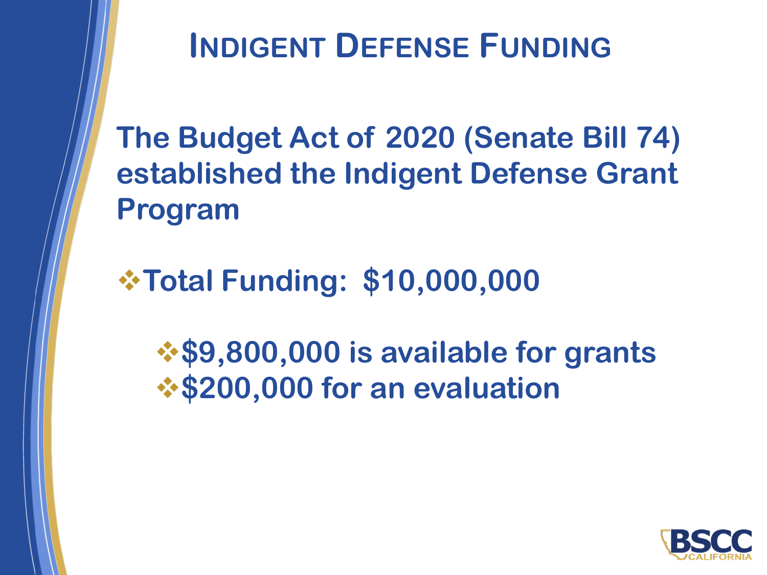# Indigent Defense Funding

**The Budget Act of 2020 (Senate Bill 74) established the Indigent Defense Grant Program**

- **Total Funding: $10,000,000**
  - **$9,800,000 is available for grants**
  - **$200,000 for an evaluation**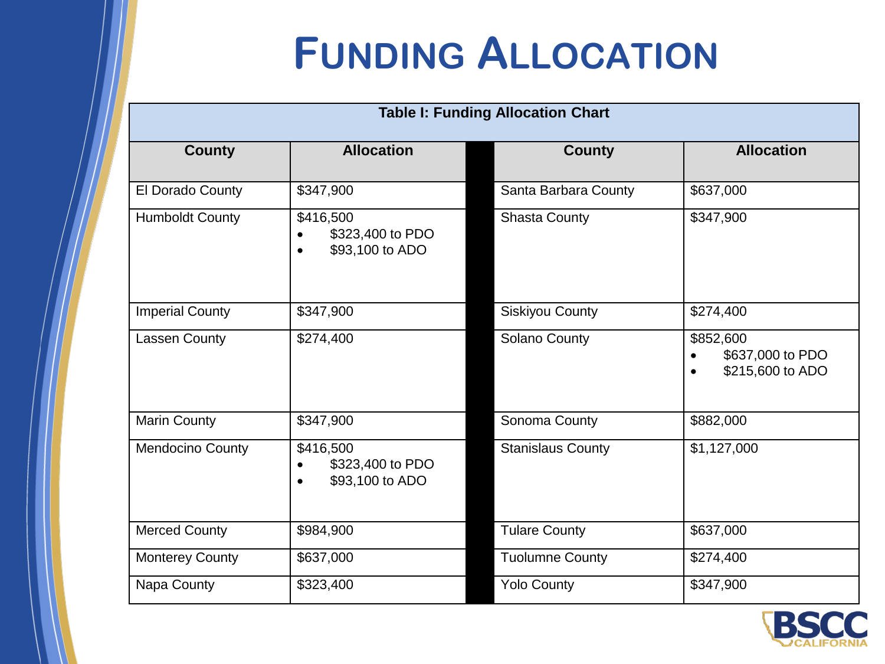# Funding Allocation

**Table I: Funding Allocation Chart**

| County | Allocation | County | Allocation |
|---|---|---|---|
| El Dorado County | $347,900 | Santa Barbara County | $637,000 |
| Humboldt County | $416,500<br>• $323,400 to PDO<br>• $93,100 to ADO | Shasta County | $347,900 |
| Imperial County | $347,900 | Siskiyou County | $274,400 |
| Lassen County | $274,400 | Solano County | $852,600<br>• $637,000 to PDO<br>• $215,600 to ADO |
| Marin County | $347,900 | Sonoma County | $882,000 |
| Mendocino County | $416,500<br>• $323,400 to PDO<br>• $93,100 to ADO | Stanislaus County | $1,127,000 |
| Merced County | $984,900 | Tulare County | $637,000 |
| Monterey County | $637,000 | Tuolumne County | $274,400 |
| Napa County | $323,400 | Yolo County | $347,900 |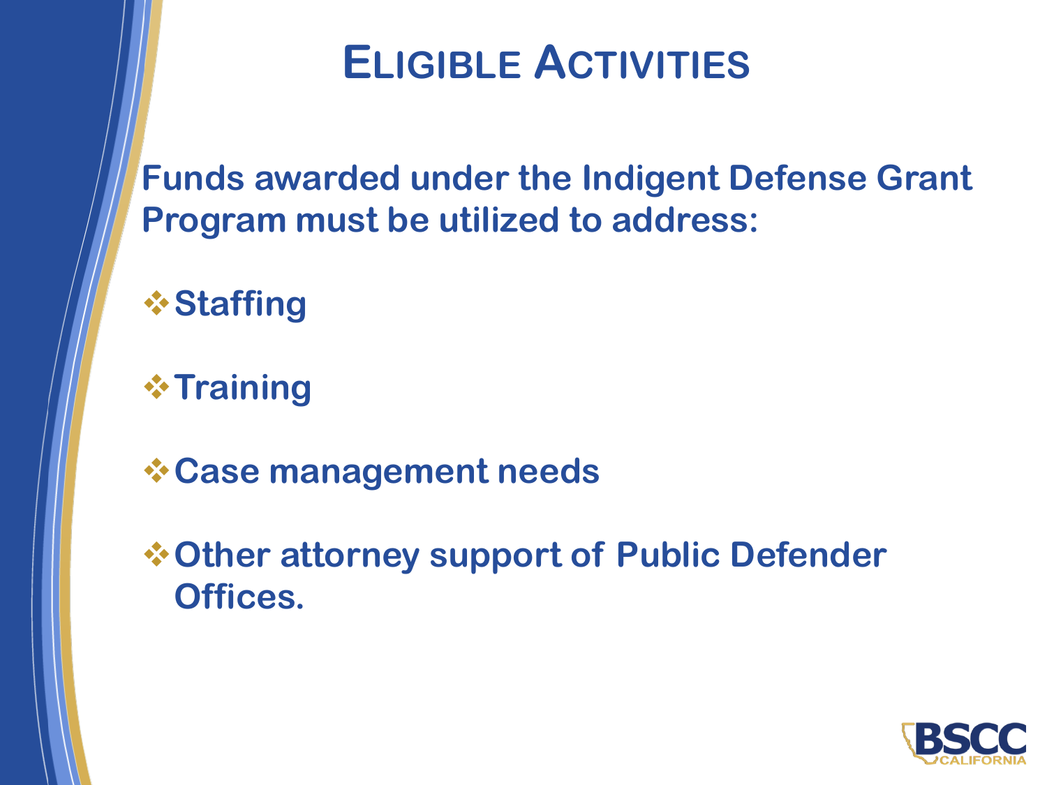# Eligible Activities

**Funds awarded under the Indigent Defense Grant Program must be utilized to address:**

- **Staffing**
- **Training**
- **Case management needs**
- **Other attorney support of Public Defender Offices.**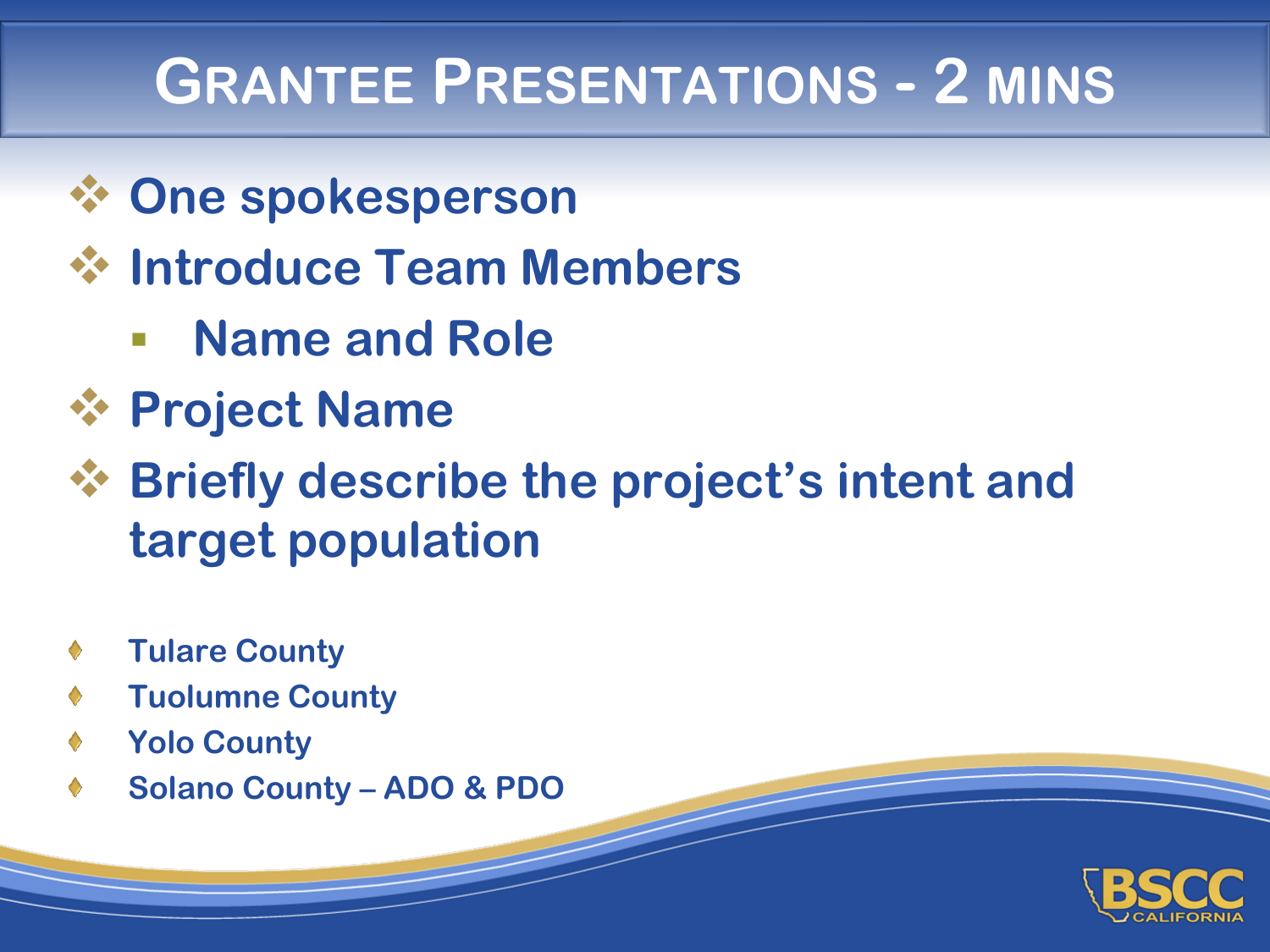# GRANTEE PRESENTATIONS - 2 MINS

- One spokesperson
- Introduce Team Members
  - Name and Role
- Project Name
- Briefly describe the project's intent and target population

- Tulare County
- Tuolumne County
- Yolo County
- Solano County – ADO & PDO